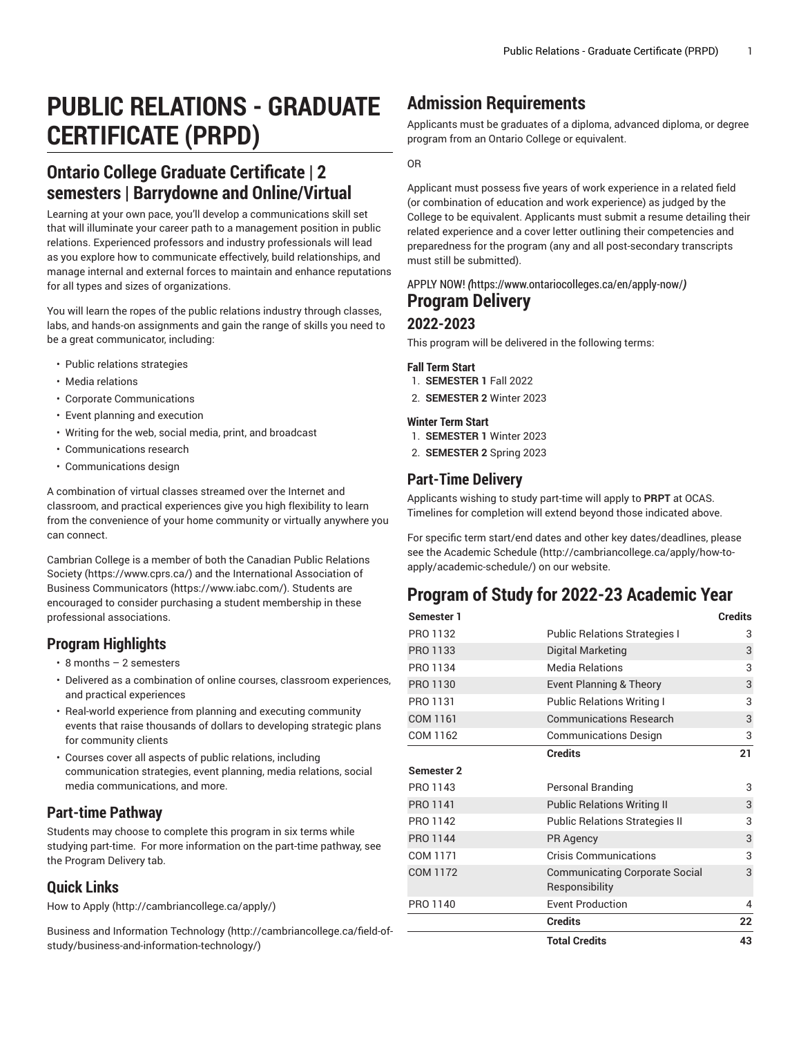# PUBLIC RELATIONS - GRADUATE CERTIFICATE (PRPD)

## Ontario College Graduate Certificate | 2 semesters | Barrydowne and Online/Virtual

Learning at your own pace, you'll develop a communications skill set that will illuminate your career path to a management position in public relations. Experienced professors and industry professionals will lead as you explore how to communicate effectively, build relationships, and manage internal and external forces to maintain and enhance reputations for all types and sizes of organizations.

You will learn the ropes of the public relations industry through classes, labs, and hands-on assignments and gain the range of skills you need to be a great communicator, including:

- Public relations strategies
- Media relations
- Corporate Communications
- Event planning and execution
- Writing for the web, social media, print, and broadcast
- Communications research
- Communications design

A combination of virtual classes streamed over the Internet and classroom, and practical experiences give you high flexibility to learn from the convenience of your home community or virtually anywhere you can connect.

Cambrian College is a member of both the Canadian Public Relations Society (https://www.cprs.ca/) and the International Association of Business Communicators (https://www.iabc.com/). Students are encouraged to consider purchasing a student membership in these professional associations.

### Program Highlights

- 8 months – 2 semesters
- Delivered as a combination of online courses, classroom experiences, and practical experiences
- Real-world experience from planning and executing community events that raise thousands of dollars to developing strategic plans for community clients
- Courses cover all aspects of public relations, including communication strategies, event planning, media relations, social media communications, and more.

### Part-time Pathway

Students may choose to complete this program in six terms while studying part-time. For more information on the part-time pathway, see the Program Delivery tab.

### Quick Links

How to Apply (http://cambriancollege.ca/apply/)

Business and Information Technology (http://cambriancollege.ca/field-of-study/business-and-information-technology/)

## Admission Requirements

Applicants must be graduates of a diploma, advanced diploma, or degree program from an Ontario College or equivalent.

OR

Applicant must possess five years of work experience in a related field (or combination of education and work experience) as judged by the College to be equivalent. Applicants must submit a resume detailing their related experience and a cover letter outlining their competencies and preparedness for the program (any and all post-secondary transcripts must still be submitted).

APPLY NOW! *(*https://www.ontariocolleges.ca/en/apply-now/*)*

## Program Delivery

### 2022-2023

This program will be delivered in the following terms:

#### Fall Term Start

1. **SEMESTER 1** Fall 2022
2. **SEMESTER 2** Winter 2023

#### Winter Term Start

1. **SEMESTER 1** Winter 2023
2. **SEMESTER 2** Spring 2023

### Part-Time Delivery

Applicants wishing to study part-time will apply to **PRPT** at OCAS. Timelines for completion will extend beyond those indicated above.

For specific term start/end dates and other key dates/deadlines, please see the Academic Schedule (http://cambriancollege.ca/apply/how-to-apply/academic-schedule/) on our website.

## Program of Study for 2022-23 Academic Year

| Semester 1 | | Credits |
|---|---|---|
| PRO 1132 | Public Relations Strategies I | 3 |
| PRO 1133 | Digital Marketing | 3 |
| PRO 1134 | Media Relations | 3 |
| PRO 1130 | Event Planning & Theory | 3 |
| PRO 1131 | Public Relations Writing I | 3 |
| COM 1161 | Communications Research | 3 |
| COM 1162 | Communications Design | 3 |
| | **Credits** | **21** |
| **Semester 2** | | |
| PRO 1143 | Personal Branding | 3 |
| PRO 1141 | Public Relations Writing II | 3 |
| PRO 1142 | Public Relations Strategies II | 3 |
| PRO 1144 | PR Agency | 3 |
| COM 1171 | Crisis Communications | 3 |
| COM 1172 | Communicating Corporate Social Responsibility | 3 |
| PRO 1140 | Event Production | 4 |
| | **Credits** | **22** |
| | **Total Credits** | **43** |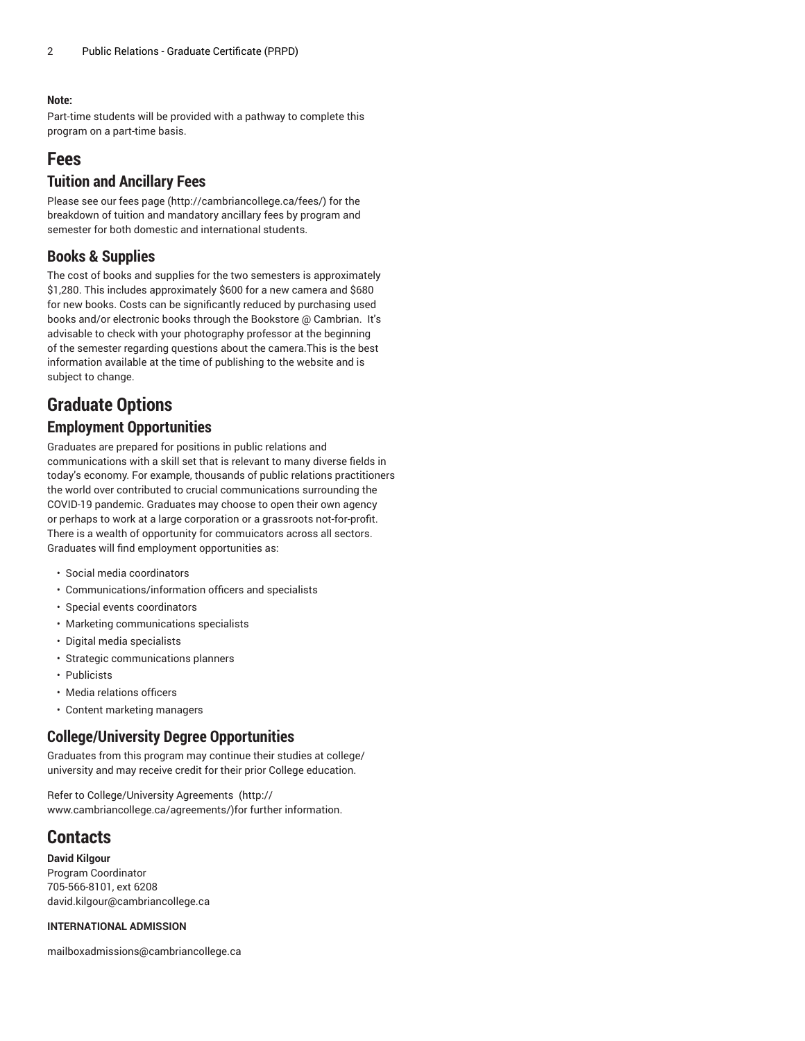**Note:**
Part-time students will be provided with a pathway to complete this program on a part-time basis.

# Fees

## Tuition and Ancillary Fees

Please see our fees page (http://cambriancollege.ca/fees/) for the breakdown of tuition and mandatory ancillary fees by program and semester for both domestic and international students.

## Books & Supplies

The cost of books and supplies for the two semesters is approximately $1,280. This includes approximately $600 for a new camera and $680 for new books. Costs can be significantly reduced by purchasing used books and/or electronic books through the Bookstore @ Cambrian.  It's advisable to check with your photography professor at the beginning of the semester regarding questions about the camera.This is the best information available at the time of publishing to the website and is subject to change.

# Graduate Options

## Employment Opportunities

Graduates are prepared for positions in public relations and communications with a skill set that is relevant to many diverse fields in today's economy. For example, thousands of public relations practitioners the world over contributed to crucial communications surrounding the COVID-19 pandemic. Graduates may choose to open their own agency or perhaps to work at a large corporation or a grassroots not-for-profit. There is a wealth of opportunity for commuicators across all sectors. Graduates will find employment opportunities as:

- Social media coordinators
- Communications/information officers and specialists
- Special events coordinators
- Marketing communications specialists
- Digital media specialists
- Strategic communications planners
- Publicists
- Media relations officers
- Content marketing managers

## College/University Degree Opportunities

Graduates from this program may continue their studies at college/university and may receive credit for their prior College education.

Refer to College/University Agreements  (http://www.cambriancollege.ca/agreements/)for further information.

# Contacts

**David Kilgour**
Program Coordinator
705-566-8101, ext 6208
david.kilgour@cambriancollege.ca

**INTERNATIONAL ADMISSION**

mailboxadmissions@cambriancollege.ca